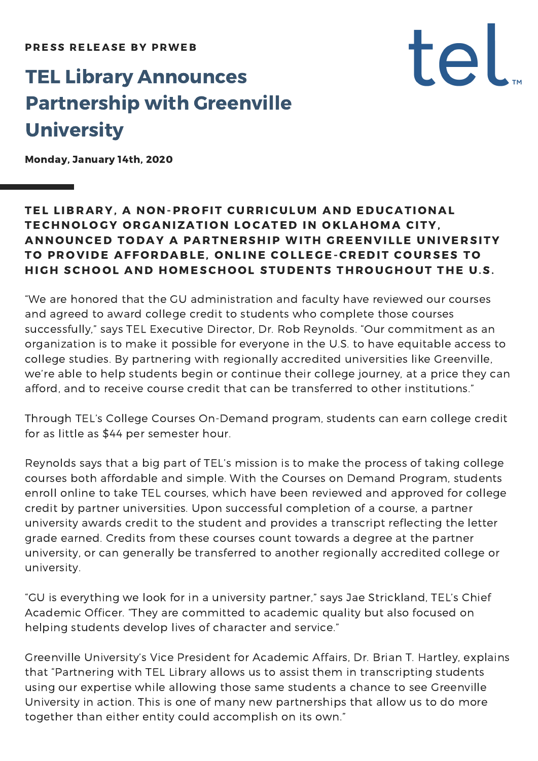**PRESS RELEASE BY PRWEB**

# TEL Library Announces Partnership with Greenville University

**Monday, January 14th, 2020**

**TEL LIBRARY, A NON-PROFIT CURRICULUM AND EDUCATIONAL TECHNOLOGY ORGANIZATION LOCATED IN OKLAHOMA CITY, ANNOUNCED TODAY A PARTNERSHIP WITH GREENVILLE UNIVERSITY TO PROVIDE AFFORDABLE, ONLINE COLLEGE-CREDIT COURSES TO HIGH SCHOOL AND HOMESCHOOL STUDENTS THROUGHOUT THE U.S.**

"We are honored that the GU administration and faculty have reviewed our courses and agreed to award college credit to students who complete those courses successfully," says TEL Executive Director, Dr. Rob Reynolds. "Our commitment as an organization is to make it possible for everyone in the U.S. to have equitable access to college studies. By partnering with regionally accredited universities like Greenville, we're able to help students begin or continue their college journey, at a price they can afford, and to receive course credit that can be transferred to other institutions."

Through TEL's College Courses On-Demand program, students can earn college credit for as little as $44 per semester hour.

Reynolds says that a big part of TEL's mission is to make the process of taking college courses both affordable and simple. With the Courses on Demand Program, students enroll online to take TEL courses, which have been reviewed and approved for college credit by partner universities. Upon successful completion of a course, a partner university awards credit to the student and provides a transcript reflecting the letter grade earned. Credits from these courses count towards a degree at the partner university, or can generally be transferred to another regionally accredited college or university.

"GU is everything we look for in a university partner," says Jae Strickland, TEL's Chief Academic Officer. "They are committed to academic quality but also focused on helping students develop lives of character and service."

Greenville University's Vice President for Academic Affairs, Dr. Brian T. Hartley, explains that "Partnering with TEL Library allows us to assist them in transcripting students using our expertise while allowing those same students a chance to see Greenville University in action. This is one of many new partnerships that allow us to do more together than either entity could accomplish on its own."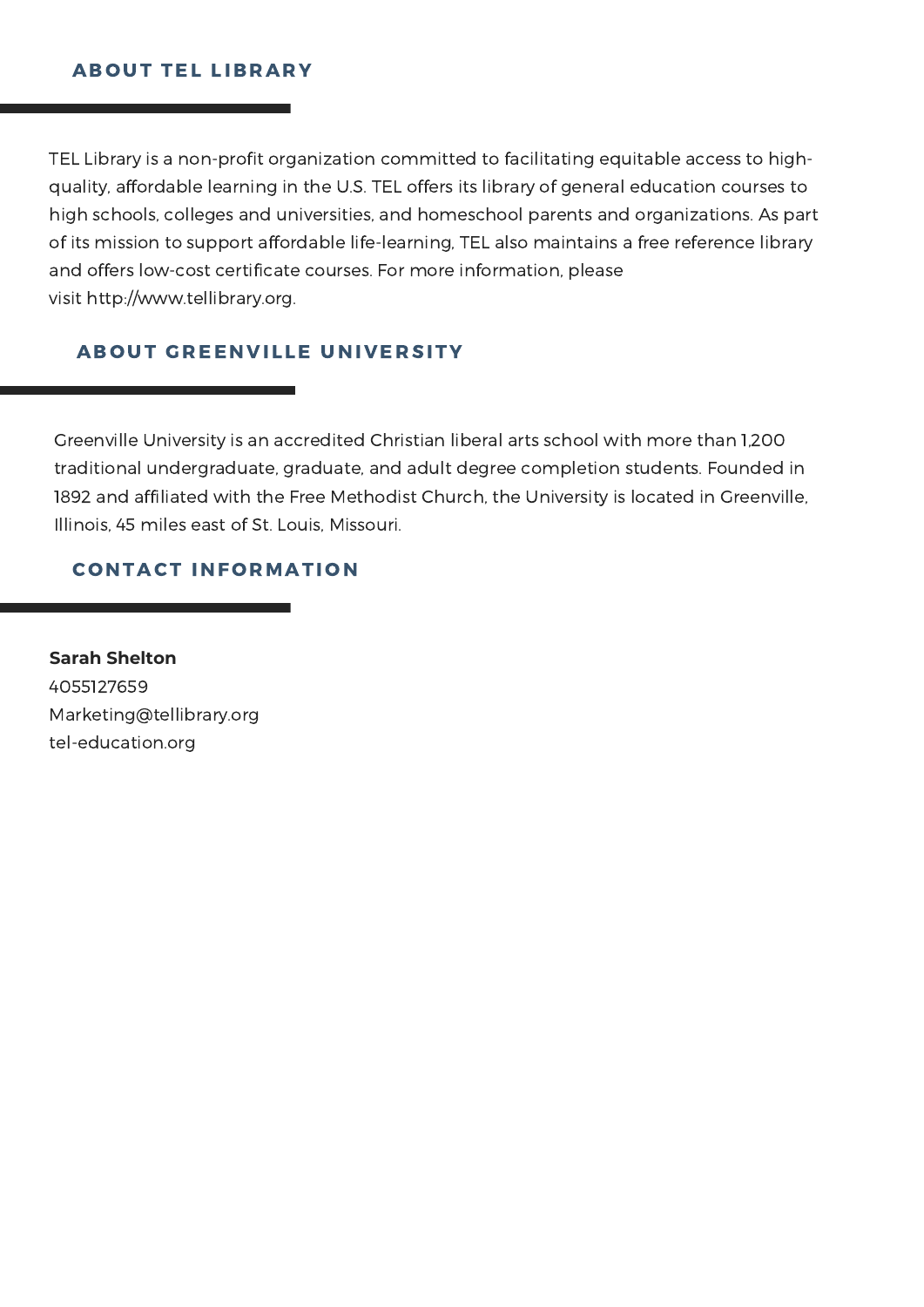## ABOUT TEL LIBRARY

TEL Library is a non-profit organization committed to facilitating equitable access to high-quality, affordable learning in the U.S. TEL offers its library of general education courses to high schools, colleges and universities, and homeschool parents and organizations. As part of its mission to support affordable life-learning, TEL also maintains a free reference library and offers low-cost certificate courses. For more information, please visit http://www.tellibrary.org.

## ABOUT GREENVILLE UNIVERSITY

Greenville University is an accredited Christian liberal arts school with more than 1,200 traditional undergraduate, graduate, and adult degree completion students. Founded in 1892 and affiliated with the Free Methodist Church, the University is located in Greenville, Illinois, 45 miles east of St. Louis, Missouri.

## CONTACT INFORMATION

**Sarah Shelton**
4055127659
Marketing@tellibrary.org
tel-education.org